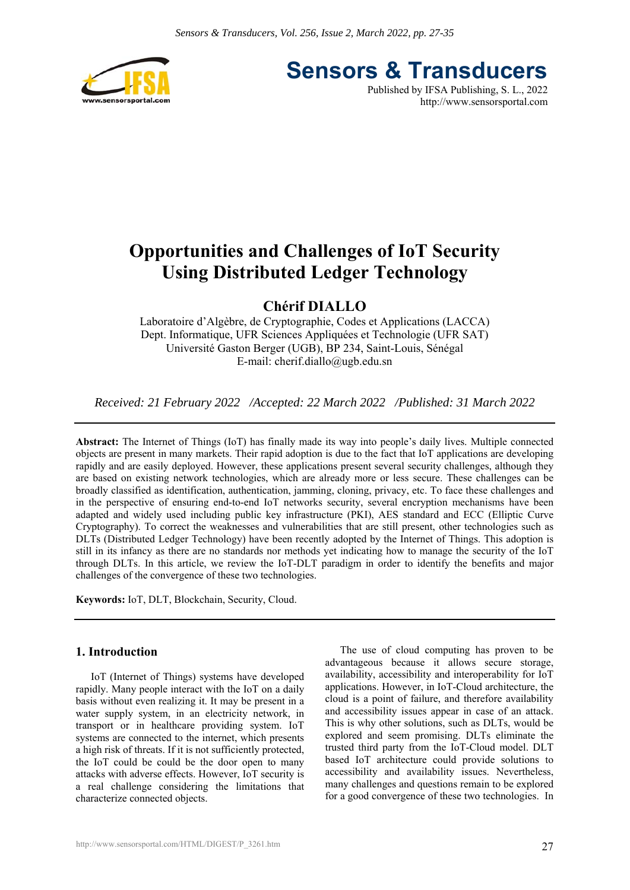# Opportunities and Challenges of IoT Security Using Distributed Ledger Technology

**Chérif DIALLO**

Laboratoire d'Algèbre, de Cryptographie, Codes et Applications (LACCA)
Dept. Informatique, UFR Sciences Appliquées et Technologie (UFR SAT)
Université Gaston Berger (UGB), BP 234, Saint-Louis, Sénégal
E-mail: cherif.diallo@ugb.edu.sn

*Received: 21 February 2022 /Accepted: 22 March 2022 /Published: 31 March 2022*

**Abstract:** The Internet of Things (IoT) has finally made its way into people's daily lives. Multiple connected objects are present in many markets. Their rapid adoption is due to the fact that IoT applications are developing rapidly and are easily deployed. However, these applications present several security challenges, although they are based on existing network technologies, which are already more or less secure. These challenges can be broadly classified as identification, authentication, jamming, cloning, privacy, etc. To face these challenges and in the perspective of ensuring end-to-end IoT networks security, several encryption mechanisms have been adapted and widely used including public key infrastructure (PKI), AES standard and ECC (Elliptic Curve Cryptography). To correct the weaknesses and vulnerabilities that are still present, other technologies such as DLTs (Distributed Ledger Technology) have been recently adopted by the Internet of Things. This adoption is still in its infancy as there are no standards nor methods yet indicating how to manage the security of the IoT through DLTs. In this article, we review the IoT-DLT paradigm in order to identify the benefits and major challenges of the convergence of these two technologies.

**Keywords:** IoT, DLT, Blockchain, Security, Cloud.

## 1. Introduction

IoT (Internet of Things) systems have developed rapidly. Many people interact with the IoT on a daily basis without even realizing it. It may be present in a water supply system, in an electricity network, in transport or in healthcare providing system. IoT systems are connected to the internet, which presents a high risk of threats. If it is not sufficiently protected, the IoT could be could be the door open to many attacks with adverse effects. However, IoT security is a real challenge considering the limitations that characterize connected objects.

The use of cloud computing has proven to be advantageous because it allows secure storage, availability, accessibility and interoperability for IoT applications. However, in IoT-Cloud architecture, the cloud is a point of failure, and therefore availability and accessibility issues appear in case of an attack. This is why other solutions, such as DLTs, would be explored and seem promising. DLTs eliminate the trusted third party from the IoT-Cloud model. DLT based IoT architecture could provide solutions to accessibility and availability issues. Nevertheless, many challenges and questions remain to be explored for a good convergence of these two technologies. In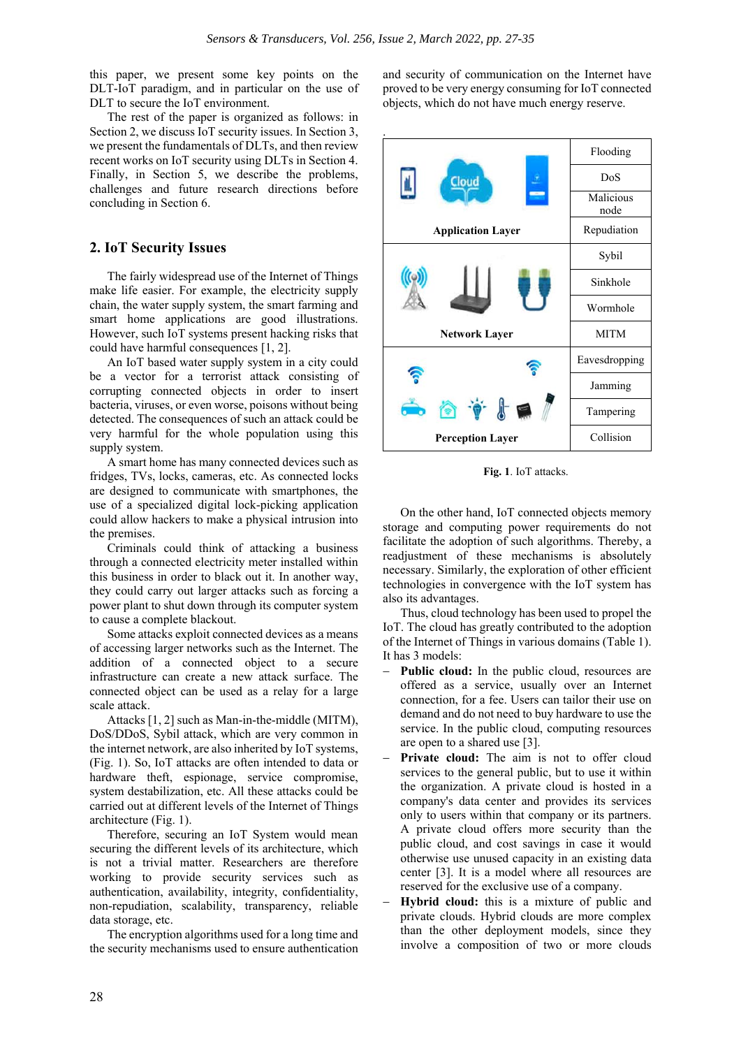this paper, we present some key points on the DLT-IoT paradigm, and in particular on the use of DLT to secure the IoT environment.

The rest of the paper is organized as follows: in Section 2, we discuss IoT security issues. In Section 3, we present the fundamentals of DLTs, and then review recent works on IoT security using DLTs in Section 4. Finally, in Section 5, we describe the problems, challenges and future research directions before concluding in Section 6.

## 2. IoT Security Issues

The fairly widespread use of the Internet of Things make life easier. For example, the electricity supply chain, the water supply system, the smart farming and smart home applications are good illustrations. However, such IoT systems present hacking risks that could have harmful consequences [1, 2].

An IoT based water supply system in a city could be a vector for a terrorist attack consisting of corrupting connected objects in order to insert bacteria, viruses, or even worse, poisons without being detected. The consequences of such an attack could be very harmful for the whole population using this supply system.

A smart home has many connected devices such as fridges, TVs, locks, cameras, etc. As connected locks are designed to communicate with smartphones, the use of a specialized digital lock-picking application could allow hackers to make a physical intrusion into the premises.

Criminals could think of attacking a business through a connected electricity meter installed within this business in order to black out it. In another way, they could carry out larger attacks such as forcing a power plant to shut down through its computer system to cause a complete blackout.

Some attacks exploit connected devices as a means of accessing larger networks such as the Internet. The addition of a connected object to a secure infrastructure can create a new attack surface. The connected object can be used as a relay for a large scale attack.

Attacks [1, 2] such as Man-in-the-middle (MITM), DoS/DDoS, Sybil attack, which are very common in the internet network, are also inherited by IoT systems, (Fig. 1). So, IoT attacks are often intended to data or hardware theft, espionage, service compromise, system destabilization, etc. All these attacks could be carried out at different levels of the Internet of Things architecture (Fig. 1).

Therefore, securing an IoT System would mean securing the different levels of its architecture, which is not a trivial matter. Researchers are therefore working to provide security services such as authentication, availability, integrity, confidentiality, non-repudiation, scalability, transparency, reliable data storage, etc.

The encryption algorithms used for a long time and the security mechanisms used to ensure authentication and security of communication on the Internet have proved to be very energy consuming for IoT connected objects, which do not have much energy reserve.

| Layer | Attacks |
|---|---|
| Application Layer | Flooding |
| | DoS |
| | Malicious node |
| | Repudiation |
| Network Layer | Sybil |
| | Sinkhole |
| | Wormhole |
| | MITM |
| Perception Layer | Eavesdropping |
| | Jamming |
| | Tampering |
| | Collision |

**Fig. 1**. IoT attacks.

On the other hand, IoT connected objects memory storage and computing power requirements do not facilitate the adoption of such algorithms. Thereby, a readjustment of these mechanisms is absolutely necessary. Similarly, the exploration of other efficient technologies in convergence with the IoT system has also its advantages.

Thus, cloud technology has been used to propel the IoT. The cloud has greatly contributed to the adoption of the Internet of Things in various domains (Table 1). It has 3 models:

- **Public cloud:** In the public cloud, resources are offered as a service, usually over an Internet connection, for a fee. Users can tailor their use on demand and do not need to buy hardware to use the service. In the public cloud, computing resources are open to a shared use [3].
- **Private cloud:** The aim is not to offer cloud services to the general public, but to use it within the organization. A private cloud is hosted in a company's data center and provides its services only to users within that company or its partners. A private cloud offers more security than the public cloud, and cost savings in case it would otherwise use unused capacity in an existing data center [3]. It is a model where all resources are reserved for the exclusive use of a company.
- **Hybrid cloud:** this is a mixture of public and private clouds. Hybrid clouds are more complex than the other deployment models, since they involve a composition of two or more clouds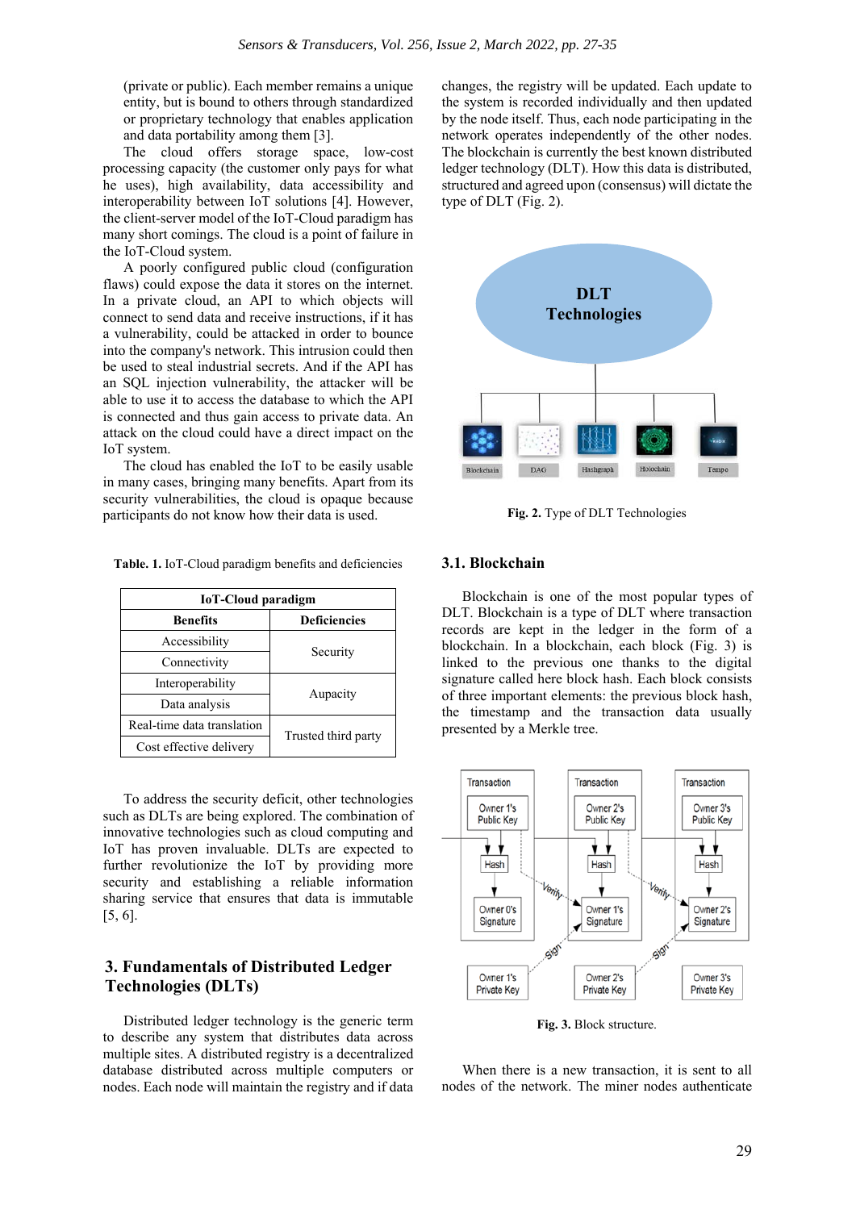(private or public). Each member remains a unique entity, but is bound to others through standardized or proprietary technology that enables application and data portability among them [3].

The cloud offers storage space, low-cost processing capacity (the customer only pays for what he uses), high availability, data accessibility and interoperability between IoT solutions [4]. However, the client-server model of the IoT-Cloud paradigm has many short comings. The cloud is a point of failure in the IoT-Cloud system.

A poorly configured public cloud (configuration flaws) could expose the data it stores on the internet. In a private cloud, an API to which objects will connect to send data and receive instructions, if it has a vulnerability, could be attacked in order to bounce into the company's network. This intrusion could then be used to steal industrial secrets. And if the API has an SQL injection vulnerability, the attacker will be able to use it to access the database to which the API is connected and thus gain access to private data. An attack on the cloud could have a direct impact on the IoT system.

The cloud has enabled the IoT to be easily usable in many cases, bringing many benefits. Apart from its security vulnerabilities, the cloud is opaque because participants do not know how their data is used.

**Table. 1.** IoT-Cloud paradigm benefits and deficiencies

| IoT-Cloud paradigm | |
|---|---|
| **Benefits** | **Deficiencies** |
| Accessibility | Security |
| Connectivity | |
| Interoperability | Aupacity |
| Data analysis | |
| Real-time data translation | Trusted third party |
| Cost effective delivery | |

To address the security deficit, other technologies such as DLTs are being explored. The combination of innovative technologies such as cloud computing and IoT has proven invaluable. DLTs are expected to further revolutionize the IoT by providing more security and establishing a reliable information sharing service that ensures that data is immutable [5, 6].

## 3. Fundamentals of Distributed Ledger Technologies (DLTs)

Distributed ledger technology is the generic term to describe any system that distributes data across multiple sites. A distributed registry is a decentralized database distributed across multiple computers or nodes. Each node will maintain the registry and if data changes, the registry will be updated. Each update to the system is recorded individually and then updated by the node itself. Thus, each node participating in the network operates independently of the other nodes. The blockchain is currently the best known distributed ledger technology (DLT). How this data is distributed, structured and agreed upon (consensus) will dictate the type of DLT (Fig. 2).

**Fig. 2.** Type of DLT Technologies

### 3.1. Blockchain

Blockchain is one of the most popular types of DLT. Blockchain is a type of DLT where transaction records are kept in the ledger in the form of a blockchain. In a blockchain, each block (Fig. 3) is linked to the previous one thanks to the digital signature called here block hash. Each block consists of three important elements: the previous block hash, the timestamp and the transaction data usually presented by a Merkle tree.

**Fig. 3.** Block structure.

When there is a new transaction, it is sent to all nodes of the network. The miner nodes authenticate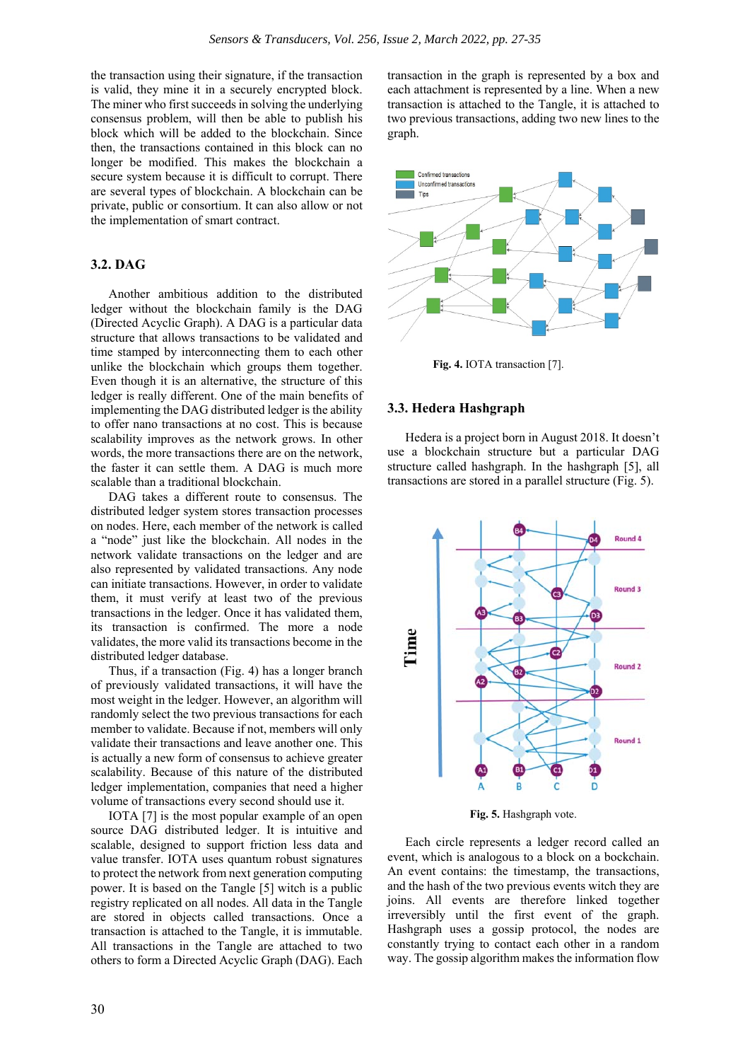the transaction using their signature, if the transaction is valid, they mine it in a securely encrypted block. The miner who first succeeds in solving the underlying consensus problem, will then be able to publish his block which will be added to the blockchain. Since then, the transactions contained in this block can no longer be modified. This makes the blockchain a secure system because it is difficult to corrupt. There are several types of blockchain. A blockchain can be private, public or consortium. It can also allow or not the implementation of smart contract.

### 3.2. DAG

Another ambitious addition to the distributed ledger without the blockchain family is the DAG (Directed Acyclic Graph). A DAG is a particular data structure that allows transactions to be validated and time stamped by interconnecting them to each other unlike the blockchain which groups them together. Even though it is an alternative, the structure of this ledger is really different. One of the main benefits of implementing the DAG distributed ledger is the ability to offer nano transactions at no cost. This is because scalability improves as the network grows. In other words, the more transactions there are on the network, the faster it can settle them. A DAG is much more scalable than a traditional blockchain.

DAG takes a different route to consensus. The distributed ledger system stores transaction processes on nodes. Here, each member of the network is called a "node" just like the blockchain. All nodes in the network validate transactions on the ledger and are also represented by validated transactions. Any node can initiate transactions. However, in order to validate them, it must verify at least two of the previous transactions in the ledger. Once it has validated them, its transaction is confirmed. The more a node validates, the more valid its transactions become in the distributed ledger database.

Thus, if a transaction (Fig. 4) has a longer branch of previously validated transactions, it will have the most weight in the ledger. However, an algorithm will randomly select the two previous transactions for each member to validate. Because if not, members will only validate their transactions and leave another one. This is actually a new form of consensus to achieve greater scalability. Because of this nature of the distributed ledger implementation, companies that need a higher volume of transactions every second should use it.

IOTA [7] is the most popular example of an open source DAG distributed ledger. It is intuitive and scalable, designed to support friction less data and value transfer. IOTA uses quantum robust signatures to protect the network from next generation computing power. It is based on the Tangle [5] witch is a public registry replicated on all nodes. All data in the Tangle are stored in objects called transactions. Once a transaction is attached to the Tangle, it is immutable. All transactions in the Tangle are attached to two others to form a Directed Acyclic Graph (DAG). Each transaction in the graph is represented by a box and each attachment is represented by a line. When a new transaction is attached to the Tangle, it is attached to two previous transactions, adding two new lines to the graph.

**Fig. 4.** IOTA transaction [7].

### 3.3. Hedera Hashgraph

Hedera is a project born in August 2018. It doesn't use a blockchain structure but a particular DAG structure called hashgraph. In the hashgraph [5], all transactions are stored in a parallel structure (Fig. 5).

**Fig. 5.** Hashgraph vote.

Each circle represents a ledger record called an event, which is analogous to a block on a bockchain. An event contains: the timestamp, the transactions, and the hash of the two previous events witch they are joins. All events are therefore linked together irreversibly until the first event of the graph. Hashgraph uses a gossip protocol, the nodes are constantly trying to contact each other in a random way. The gossip algorithm makes the information flow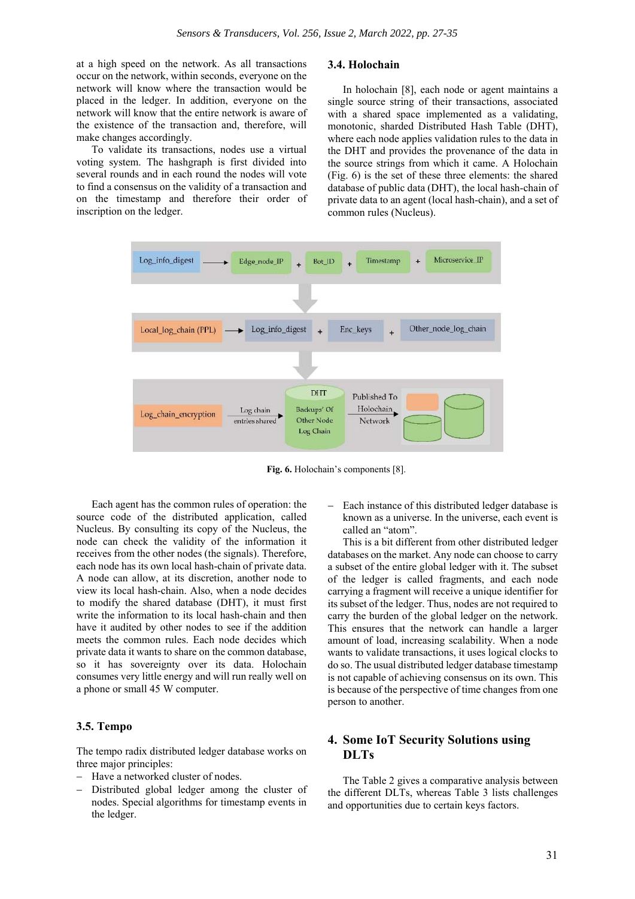at a high speed on the network. As all transactions occur on the network, within seconds, everyone on the network will know where the transaction would be placed in the ledger. In addition, everyone on the network will know that the entire network is aware of the existence of the transaction and, therefore, will make changes accordingly.

To validate its transactions, nodes use a virtual voting system. The hashgraph is first divided into several rounds and in each round the nodes will vote to find a consensus on the validity of a transaction and on the timestamp and therefore their order of inscription on the ledger.

### 3.4. Holochain

In holochain [8], each node or agent maintains a single source string of their transactions, associated with a shared space implemented as a validating, monotonic, sharded Distributed Hash Table (DHT), where each node applies validation rules to the data in the DHT and provides the provenance of the data in the source strings from which it came. A Holochain (Fig. 6) is the set of these three elements: the shared database of public data (DHT), the local hash-chain of private data to an agent (local hash-chain), and a set of common rules (Nucleus).

**Fig. 6.** Holochain's components [8].

Each agent has the common rules of operation: the source code of the distributed application, called Nucleus. By consulting its copy of the Nucleus, the node can check the validity of the information it receives from the other nodes (the signals). Therefore, each node has its own local hash-chain of private data. A node can allow, at its discretion, another node to view its local hash-chain. Also, when a node decides to modify the shared database (DHT), it must first write the information to its local hash-chain and then have it audited by other nodes to see if the addition meets the common rules. Each node decides which private data it wants to share on the common database, so it has sovereignty over its data. Holochain consumes very little energy and will run really well on a phone or small 45 W computer.

### 3.5. Tempo

The tempo radix distributed ledger database works on three major principles:

- Have a networked cluster of nodes.
- Distributed global ledger among the cluster of nodes. Special algorithms for timestamp events in the ledger.
- Each instance of this distributed ledger database is known as a universe. In the universe, each event is called an "atom".

This is a bit different from other distributed ledger databases on the market. Any node can choose to carry a subset of the entire global ledger with it. The subset of the ledger is called fragments, and each node carrying a fragment will receive a unique identifier for its subset of the ledger. Thus, nodes are not required to carry the burden of the global ledger on the network. This ensures that the network can handle a larger amount of load, increasing scalability. When a node wants to validate transactions, it uses logical clocks to do so. The usual distributed ledger database timestamp is not capable of achieving consensus on its own. This is because of the perspective of time changes from one person to another.

## 4. Some IoT Security Solutions using DLTs

The Table 2 gives a comparative analysis between the different DLTs, whereas Table 3 lists challenges and opportunities due to certain keys factors.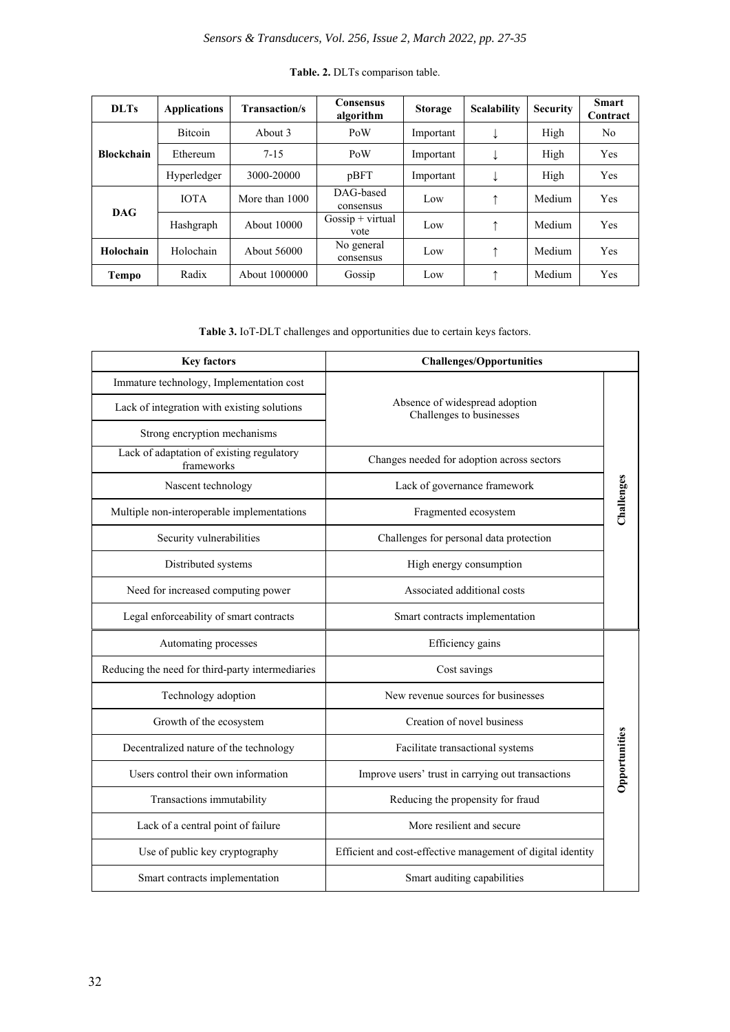**Table. 2.** DLTs comparison table.

| DLTs | Applications | Transaction/s | Consensus algorithm | Storage | Scalability | Security | Smart Contract |
|---|---|---|---|---|---|---|---|
| Blockchain | Bitcoin | About 3 | PoW | Important | ↓ | High | No |
| | Ethereum | 7-15 | PoW | Important | ↓ | High | Yes |
| | Hyperledger | 3000-20000 | pBFT | Important | ↓ | High | Yes |
| DAG | IOTA | More than 1000 | DAG-based consensus | Low | ↑ | Medium | Yes |
| | Hashgraph | About 10000 | Gossip + virtual vote | Low | ↑ | Medium | Yes |
| Holochain | Holochain | About 56000 | No general consensus | Low | ↑ | Medium | Yes |
| Tempo | Radix | About 1000000 | Gossip | Low | ↑ | Medium | Yes |

**Table 3.** IoT-DLT challenges and opportunities due to certain keys factors.

| Key factors | Challenges/Opportunities | |
|---|---|---|
| Immature technology, Implementation cost | Absence of widespread adoption Challenges to businesses | Challenges |
| Lack of integration with existing solutions | | |
| Strong encryption mechanisms | | |
| Lack of adaptation of existing regulatory frameworks | Changes needed for adoption across sectors | |
| Nascent technology | Lack of governance framework | |
| Multiple non-interoperable implementations | Fragmented ecosystem | |
| Security vulnerabilities | Challenges for personal data protection | |
| Distributed systems | High energy consumption | |
| Need for increased computing power | Associated additional costs | |
| Legal enforceability of smart contracts | Smart contracts implementation | |
| Automating processes | Efficiency gains | Opportunities |
| Reducing the need for third-party intermediaries | Cost savings | |
| Technology adoption | New revenue sources for businesses | |
| Growth of the ecosystem | Creation of novel business | |
| Decentralized nature of the technology | Facilitate transactional systems | |
| Users control their own information | Improve users' trust in carrying out transactions | |
| Transactions immutability | Reducing the propensity for fraud | |
| Lack of a central point of failure | More resilient and secure | |
| Use of public key cryptography | Efficient and cost-effective management of digital identity | |
| Smart contracts implementation | Smart auditing capabilities | |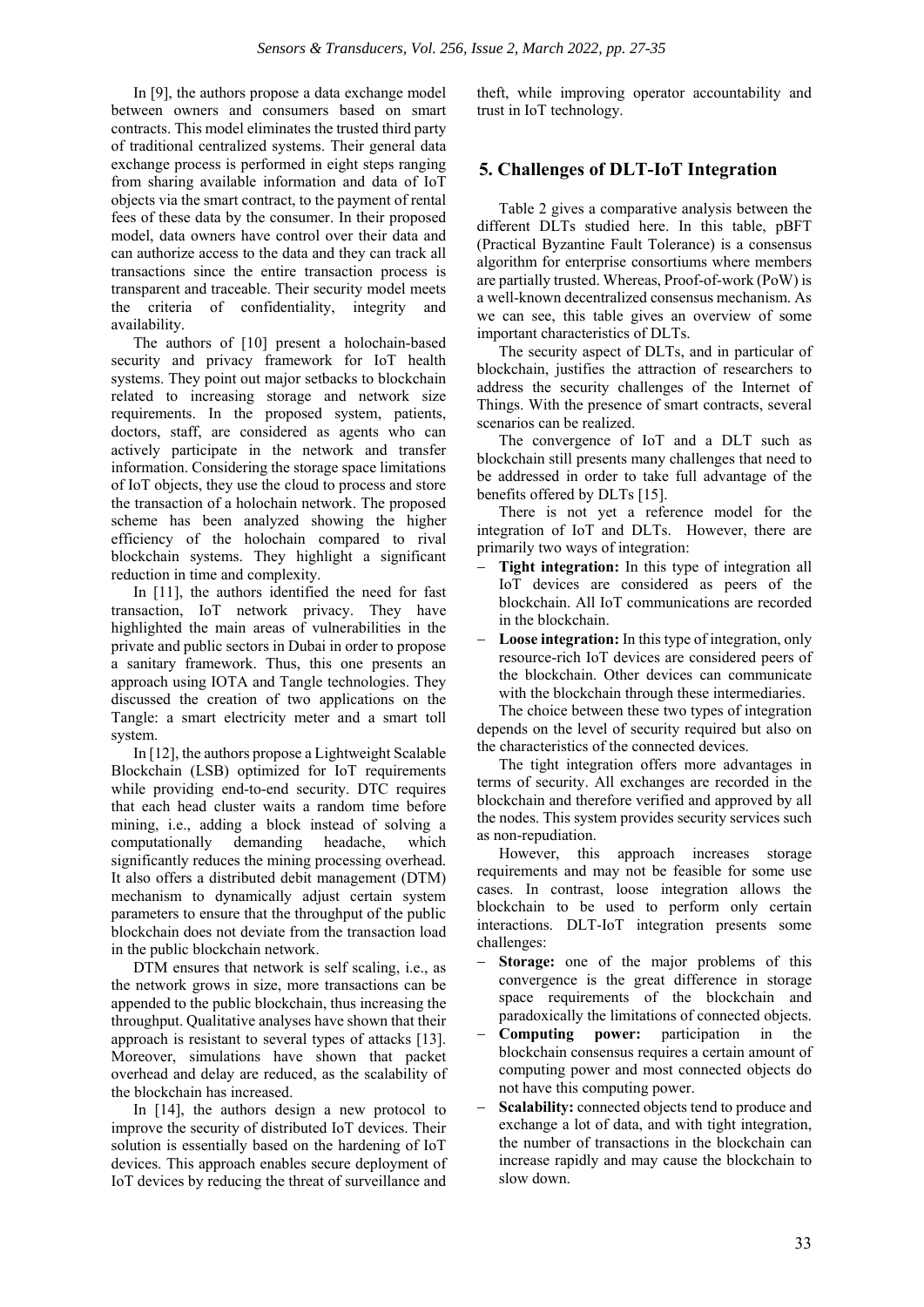In [9], the authors propose a data exchange model between owners and consumers based on smart contracts. This model eliminates the trusted third party of traditional centralized systems. Their general data exchange process is performed in eight steps ranging from sharing available information and data of IoT objects via the smart contract, to the payment of rental fees of these data by the consumer. In their proposed model, data owners have control over their data and can authorize access to the data and they can track all transactions since the entire transaction process is transparent and traceable. Their security model meets the criteria of confidentiality, integrity and availability.

The authors of [10] present a holochain-based security and privacy framework for IoT health systems. They point out major setbacks to blockchain related to increasing storage and network size requirements. In the proposed system, patients, doctors, staff, are considered as agents who can actively participate in the network and transfer information. Considering the storage space limitations of IoT objects, they use the cloud to process and store the transaction of a holochain network. The proposed scheme has been analyzed showing the higher efficiency of the holochain compared to rival blockchain systems. They highlight a significant reduction in time and complexity.

In [11], the authors identified the need for fast transaction, IoT network privacy. They have highlighted the main areas of vulnerabilities in the private and public sectors in Dubai in order to propose a sanitary framework. Thus, this one presents an approach using IOTA and Tangle technologies. They discussed the creation of two applications on the Tangle: a smart electricity meter and a smart toll system.

In [12], the authors propose a Lightweight Scalable Blockchain (LSB) optimized for IoT requirements while providing end-to-end security. DTC requires that each head cluster waits a random time before mining, i.e., adding a block instead of solving a computationally demanding headache, which significantly reduces the mining processing overhead. It also offers a distributed debit management (DTM) mechanism to dynamically adjust certain system parameters to ensure that the throughput of the public blockchain does not deviate from the transaction load in the public blockchain network.

DTM ensures that network is self scaling, i.e., as the network grows in size, more transactions can be appended to the public blockchain, thus increasing the throughput. Qualitative analyses have shown that their approach is resistant to several types of attacks [13]. Moreover, simulations have shown that packet overhead and delay are reduced, as the scalability of the blockchain has increased.

In [14], the authors design a new protocol to improve the security of distributed IoT devices. Their solution is essentially based on the hardening of IoT devices. This approach enables secure deployment of IoT devices by reducing the threat of surveillance and theft, while improving operator accountability and trust in IoT technology.

## 5. Challenges of DLT-IoT Integration

Table 2 gives a comparative analysis between the different DLTs studied here. In this table, pBFT (Practical Byzantine Fault Tolerance) is a consensus algorithm for enterprise consortiums where members are partially trusted. Whereas, Proof-of-work (PoW) is a well-known decentralized consensus mechanism. As we can see, this table gives an overview of some important characteristics of DLTs.

The security aspect of DLTs, and in particular of blockchain, justifies the attraction of researchers to address the security challenges of the Internet of Things. With the presence of smart contracts, several scenarios can be realized.

The convergence of IoT and a DLT such as blockchain still presents many challenges that need to be addressed in order to take full advantage of the benefits offered by DLTs [15].

There is not yet a reference model for the integration of IoT and DLTs. However, there are primarily two ways of integration:

- **Tight integration:** In this type of integration all IoT devices are considered as peers of the blockchain. All IoT communications are recorded in the blockchain.
- **Loose integration:** In this type of integration, only resource-rich IoT devices are considered peers of the blockchain. Other devices can communicate with the blockchain through these intermediaries.

The choice between these two types of integration depends on the level of security required but also on the characteristics of the connected devices.

The tight integration offers more advantages in terms of security. All exchanges are recorded in the blockchain and therefore verified and approved by all the nodes. This system provides security services such as non-repudiation.

However, this approach increases storage requirements and may not be feasible for some use cases. In contrast, loose integration allows the blockchain to be used to perform only certain interactions. DLT-IoT integration presents some challenges:

- **Storage:** one of the major problems of this convergence is the great difference in storage space requirements of the blockchain and paradoxically the limitations of connected objects.
- **Computing power:** participation in the blockchain consensus requires a certain amount of computing power and most connected objects do not have this computing power.
- **Scalability:** connected objects tend to produce and exchange a lot of data, and with tight integration, the number of transactions in the blockchain can increase rapidly and may cause the blockchain to slow down.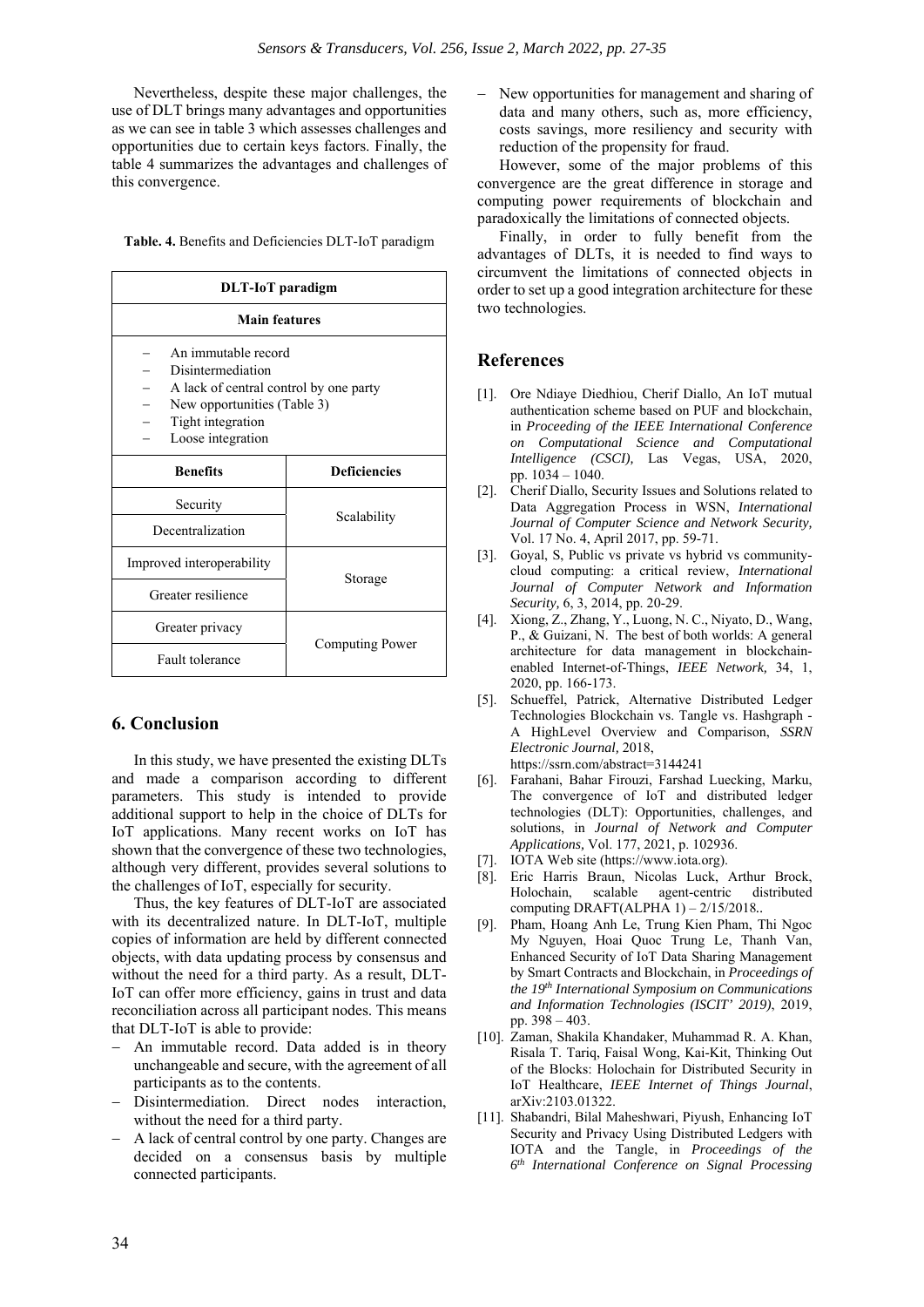Nevertheless, despite these major challenges, the use of DLT brings many advantages and opportunities as we can see in table 3 which assesses challenges and opportunities due to certain keys factors. Finally, the table 4 summarizes the advantages and challenges of this convergence.

**Table. 4.** Benefits and Deficiencies DLT-IoT paradigm

| DLT-IoT paradigm | |
|---|---|
| **Main features** | |
| – An immutable record<br>– Disintermediation<br>– A lack of central control by one party<br>– New opportunities (Table 3)<br>– Tight integration<br>– Loose integration | |
| **Benefits** | **Deficiencies** |
| Security | Scalability |
| Decentralization | |
| Improved interoperability | Storage |
| Greater resilience | |
| Greater privacy | Computing Power |
| Fault tolerance | |

## 6. Conclusion

In this study, we have presented the existing DLTs and made a comparison according to different parameters. This study is intended to provide additional support to help in the choice of DLTs for IoT applications. Many recent works on IoT has shown that the convergence of these two technologies, although very different, provides several solutions to the challenges of IoT, especially for security.

Thus, the key features of DLT-IoT are associated with its decentralized nature. In DLT-IoT, multiple copies of information are held by different connected objects, with data updating process by consensus and without the need for a third party. As a result, DLT-IoT can offer more efficiency, gains in trust and data reconciliation across all participant nodes. This means that DLT-IoT is able to provide:

- An immutable record. Data added is in theory unchangeable and secure, with the agreement of all participants as to the contents.
- Disintermediation. Direct nodes interaction, without the need for a third party.
- A lack of central control by one party. Changes are decided on a consensus basis by multiple connected participants.
- New opportunities for management and sharing of data and many others, such as, more efficiency, costs savings, more resiliency and security with reduction of the propensity for fraud.

However, some of the major problems of this convergence are the great difference in storage and computing power requirements of blockchain and paradoxically the limitations of connected objects.

Finally, in order to fully benefit from the advantages of DLTs, it is needed to find ways to circumvent the limitations of connected objects in order to set up a good integration architecture for these two technologies.

## References

[1]. Ore Ndiaye Diedhiou, Cherif Diallo, An IoT mutual authentication scheme based on PUF and blockchain, in *Proceeding of the IEEE International Conference on Computational Science and Computational Intelligence (CSCI),* Las Vegas, USA, 2020, pp. 1034 – 1040.

[2]. Cherif Diallo, Security Issues and Solutions related to Data Aggregation Process in WSN, *International Journal of Computer Science and Network Security,* Vol. 17 No. 4, April 2017, pp. 59-71.

[3]. Goyal, S, Public vs private vs hybrid vs community-cloud computing: a critical review, *International Journal of Computer Network and Information Security,* 6, 3, 2014, pp. 20-29.

[4]. Xiong, Z., Zhang, Y., Luong, N. C., Niyato, D., Wang, P., & Guizani, N. The best of both worlds: A general architecture for data management in blockchain-enabled Internet-of-Things, *IEEE Network,* 34, 1, 2020, pp. 166-173.

[5]. Schueffel, Patrick, Alternative Distributed Ledger Technologies Blockchain vs. Tangle vs. Hashgraph - A HighLevel Overview and Comparison, *SSRN Electronic Journal,* 2018, https://ssrn.com/abstract=3144241

[6]. Farahani, Bahar Firouzi, Farshad Luecking, Marku, The convergence of IoT and distributed ledger technologies (DLT): Opportunities, challenges, and solutions, in *Journal of Network and Computer Applications,* Vol. 177, 2021, p. 102936.

[7]. IOTA Web site (https://www.iota.org).

[8]. Eric Harris Braun, Nicolas Luck, Arthur Brock, Holochain, scalable agent-centric distributed computing DRAFT(ALPHA 1) – 2/15/2018..

[9]. Pham, Hoang Anh Le, Trung Kien Pham, Thi Ngoc My Nguyen, Hoai Quoc Trung Le, Thanh Van, Enhanced Security of IoT Data Sharing Management by Smart Contracts and Blockchain, in *Proceedings of the 19th International Symposium on Communications and Information Technologies (ISCIT' 2019)*, 2019, pp. 398 – 403.

[10]. Zaman, Shakila Khandaker, Muhammad R. A. Khan, Risala T. Tariq, Faisal Wong, Kai-Kit, Thinking Out of the Blocks: Holochain for Distributed Security in IoT Healthcare, *IEEE Internet of Things Journal*, arXiv:2103.01322.

[11]. Shabandri, Bilal Maheshwari, Piyush, Enhancing IoT Security and Privacy Using Distributed Ledgers with IOTA and the Tangle, in *Proceedings of the 6th International Conference on Signal Processing*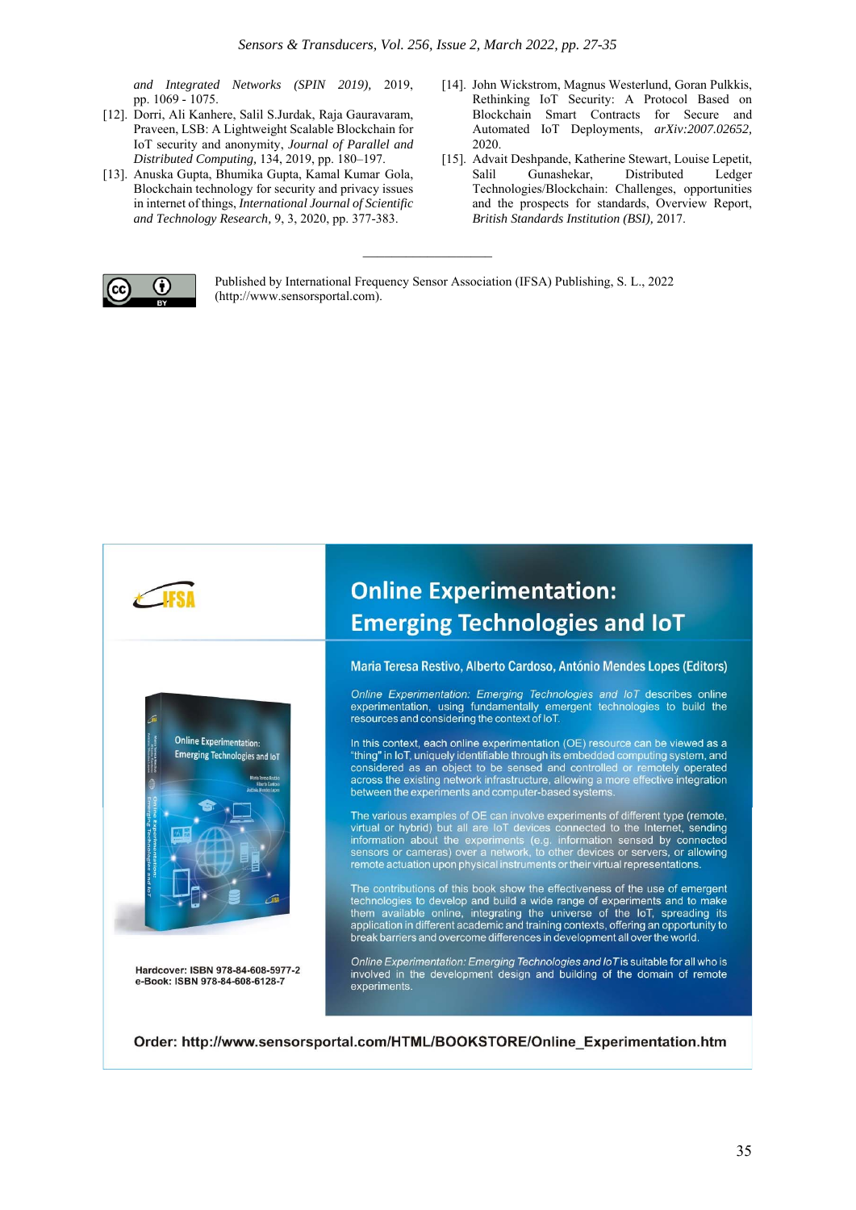and Integrated Networks *(SPIN 2019)*, 2019, pp. 1069 - 1075.

[12]. Dorri, Ali Kanhere, Salil S.Jurdak, Raja Gauravaram, Praveen, LSB: A Lightweight Scalable Blockchain for IoT security and anonymity, *Journal of Parallel and Distributed Computing,* 134, 2019, pp. 180–197.

[13]. Anuska Gupta, Bhumika Gupta, Kamal Kumar Gola, Blockchain technology for security and privacy issues in internet of things, *International Journal of Scientific and Technology Research*, 9, 3, 2020, pp. 377-383.

[14]. John Wickstrom, Magnus Westerlund, Goran Pulkkis, Rethinking IoT Security: A Protocol Based on Blockchain Smart Contracts for Secure and Automated IoT Deployments, *arXiv:2007.02652,* 2020.

[15]. Advait Deshpande, Katherine Stewart, Louise Lepetit, Salil Gunashekar, Distributed Ledger Technologies/Blockchain: Challenges, opportunities and the prospects for standards, Overview Report, *British Standards Institution (BSI),* 2017.

---

Published by International Frequency Sensor Association (IFSA) Publishing, S. L., 2022 (http://www.sensorsportal.com).

IFSA

# Online Experimentation: Emerging Technologies and IoT

**Maria Teresa Restivo, Alberto Cardoso, António Mendes Lopes (Editors)**

*Online Experimentation: Emerging Technologies and IoT* describes online experimentation, using fundamentally emergent technologies to build the resources and considering the context of IoT.

In this context, each online experimentation (OE) resource can be viewed as a "thing" in IoT, uniquely identifiable through its embedded computing system, and considered as an object to be sensed and controlled or remotely operated across the existing network infrastructure, allowing a more effective integration between the experiments and computer-based systems.

The various examples of OE can involve experiments of different type (remote, virtual or hybrid) but all are IoT devices connected to the Internet, sending information about the experiments (e.g. information sensed by connected sensors or cameras) over a network, to other devices or servers, or allowing remote actuation upon physical instruments or their virtual representations.

The contributions of this book show the effectiveness of the use of emergent technologies to develop and build a wide range of experiments and to make them available online, integrating the universe of the IoT, spreading its application in different academic and training contexts, offering an opportunity to break barriers and overcome differences in development all over the world.

*Online Experimentation: Emerging Technologies and IoT* is suitable for all who is involved in the development design and building of the domain of remote experiments.

**Hardcover: ISBN 978-84-608-5977-2**
**e-Book: ISBN 978-84-608-6128-7**

**Order: http://www.sensorsportal.com/HTML/BOOKSTORE/Online_Experimentation.htm**